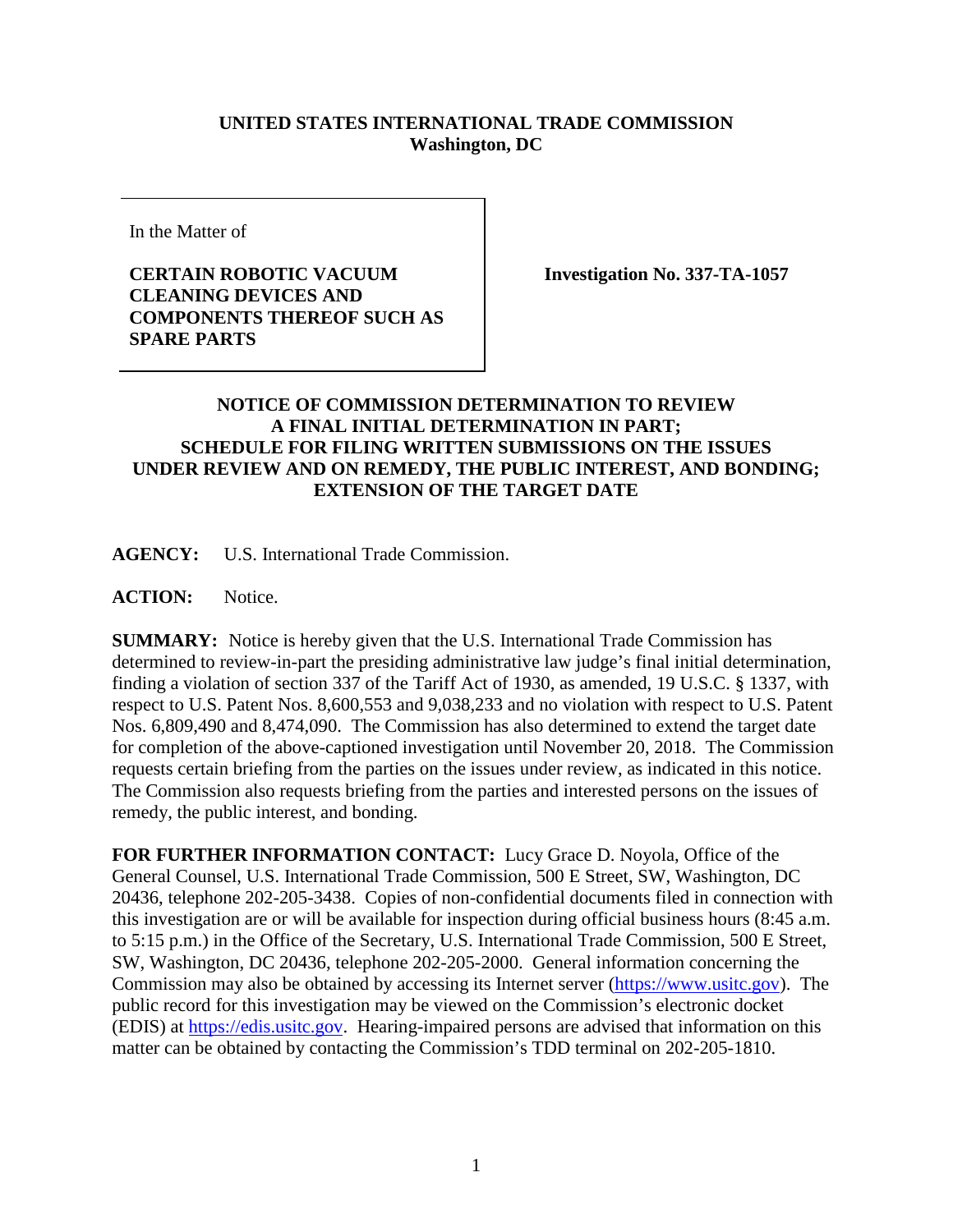**UNITED STATES INTERNATIONAL TRADE COMMISSION**
**Washington, DC**

In the Matter of

**CERTAIN ROBOTIC VACUUM CLEANING DEVICES AND COMPONENTS THEREOF SUCH AS SPARE PARTS**

**Investigation No. 337-TA-1057**

## NOTICE OF COMMISSION DETERMINATION TO REVIEW A FINAL INITIAL DETERMINATION IN PART; SCHEDULE FOR FILING WRITTEN SUBMISSIONS ON THE ISSUES UNDER REVIEW AND ON REMEDY, THE PUBLIC INTEREST, AND BONDING; EXTENSION OF THE TARGET DATE

**AGENCY:** U.S. International Trade Commission.

**ACTION:** Notice.

**SUMMARY:** Notice is hereby given that the U.S. International Trade Commission has determined to review-in-part the presiding administrative law judge's final initial determination, finding a violation of section 337 of the Tariff Act of 1930, as amended, 19 U.S.C. § 1337, with respect to U.S. Patent Nos. 8,600,553 and 9,038,233 and no violation with respect to U.S. Patent Nos. 6,809,490 and 8,474,090. The Commission has also determined to extend the target date for completion of the above-captioned investigation until November 20, 2018. The Commission requests certain briefing from the parties on the issues under review, as indicated in this notice. The Commission also requests briefing from the parties and interested persons on the issues of remedy, the public interest, and bonding.

**FOR FURTHER INFORMATION CONTACT:** Lucy Grace D. Noyola, Office of the General Counsel, U.S. International Trade Commission, 500 E Street, SW, Washington, DC 20436, telephone 202-205-3438. Copies of non-confidential documents filed in connection with this investigation are or will be available for inspection during official business hours (8:45 a.m. to 5:15 p.m.) in the Office of the Secretary, U.S. International Trade Commission, 500 E Street, SW, Washington, DC 20436, telephone 202-205-2000. General information concerning the Commission may also be obtained by accessing its Internet server (https://www.usitc.gov). The public record for this investigation may be viewed on the Commission's electronic docket (EDIS) at https://edis.usitc.gov. Hearing-impaired persons are advised that information on this matter can be obtained by contacting the Commission's TDD terminal on 202-205-1810.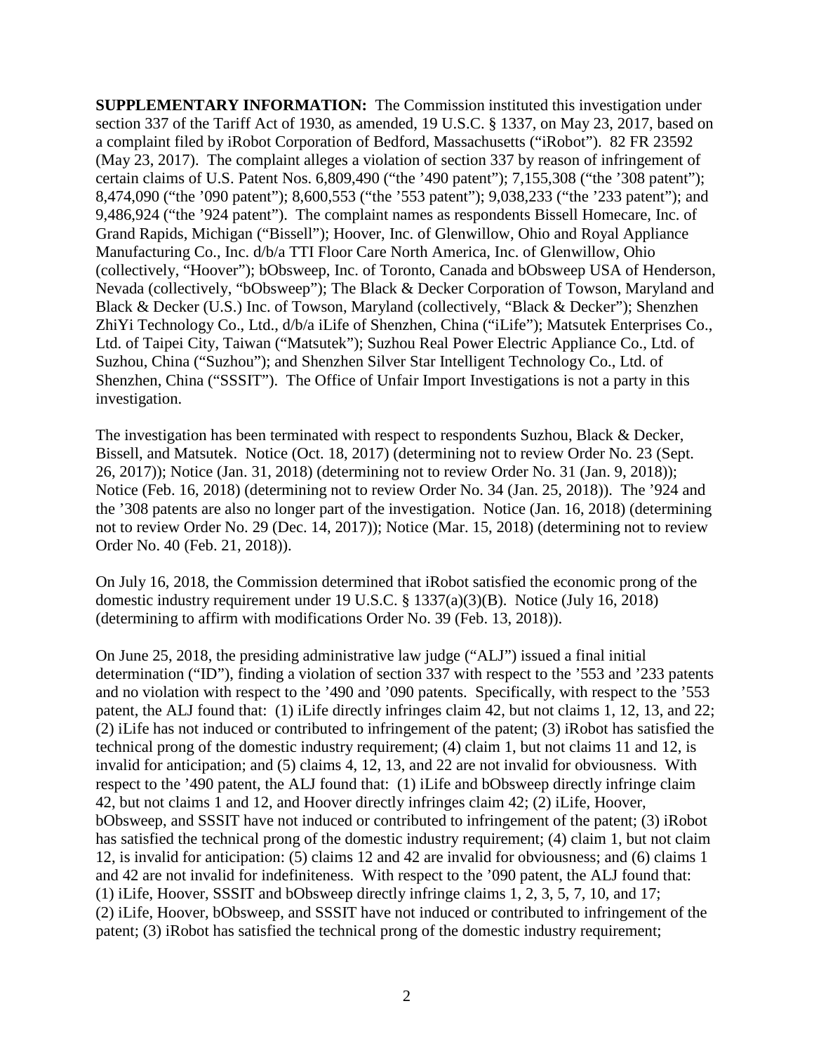**SUPPLEMENTARY INFORMATION:** The Commission instituted this investigation under section 337 of the Tariff Act of 1930, as amended, 19 U.S.C. § 1337, on May 23, 2017, based on a complaint filed by iRobot Corporation of Bedford, Massachusetts ("iRobot"). 82 FR 23592 (May 23, 2017). The complaint alleges a violation of section 337 by reason of infringement of certain claims of U.S. Patent Nos. 6,809,490 ("the '490 patent"); 7,155,308 ("the '308 patent"); 8,474,090 ("the '090 patent"); 8,600,553 ("the '553 patent"); 9,038,233 ("the '233 patent"); and 9,486,924 ("the '924 patent"). The complaint names as respondents Bissell Homecare, Inc. of Grand Rapids, Michigan ("Bissell"); Hoover, Inc. of Glenwillow, Ohio and Royal Appliance Manufacturing Co., Inc. d/b/a TTI Floor Care North America, Inc. of Glenwillow, Ohio (collectively, "Hoover"); bObsweep, Inc. of Toronto, Canada and bObsweep USA of Henderson, Nevada (collectively, "bObsweep"); The Black & Decker Corporation of Towson, Maryland and Black & Decker (U.S.) Inc. of Towson, Maryland (collectively, "Black & Decker"); Shenzhen ZhiYi Technology Co., Ltd., d/b/a iLife of Shenzhen, China ("iLife"); Matsutek Enterprises Co., Ltd. of Taipei City, Taiwan ("Matsutek"); Suzhou Real Power Electric Appliance Co., Ltd. of Suzhou, China ("Suzhou"); and Shenzhen Silver Star Intelligent Technology Co., Ltd. of Shenzhen, China ("SSSIT"). The Office of Unfair Import Investigations is not a party in this investigation.

The investigation has been terminated with respect to respondents Suzhou, Black & Decker, Bissell, and Matsutek. Notice (Oct. 18, 2017) (determining not to review Order No. 23 (Sept. 26, 2017)); Notice (Jan. 31, 2018) (determining not to review Order No. 31 (Jan. 9, 2018)); Notice (Feb. 16, 2018) (determining not to review Order No. 34 (Jan. 25, 2018)). The '924 and the '308 patents are also no longer part of the investigation. Notice (Jan. 16, 2018) (determining not to review Order No. 29 (Dec. 14, 2017)); Notice (Mar. 15, 2018) (determining not to review Order No. 40 (Feb. 21, 2018)).

On July 16, 2018, the Commission determined that iRobot satisfied the economic prong of the domestic industry requirement under 19 U.S.C. § 1337(a)(3)(B). Notice (July 16, 2018) (determining to affirm with modifications Order No. 39 (Feb. 13, 2018)).

On June 25, 2018, the presiding administrative law judge ("ALJ") issued a final initial determination ("ID"), finding a violation of section 337 with respect to the '553 and '233 patents and no violation with respect to the '490 and '090 patents. Specifically, with respect to the '553 patent, the ALJ found that: (1) iLife directly infringes claim 42, but not claims 1, 12, 13, and 22; (2) iLife has not induced or contributed to infringement of the patent; (3) iRobot has satisfied the technical prong of the domestic industry requirement; (4) claim 1, but not claims 11 and 12, is invalid for anticipation; and (5) claims 4, 12, 13, and 22 are not invalid for obviousness. With respect to the '490 patent, the ALJ found that: (1) iLife and bObsweep directly infringe claim 42, but not claims 1 and 12, and Hoover directly infringes claim 42; (2) iLife, Hoover, bObsweep, and SSSIT have not induced or contributed to infringement of the patent; (3) iRobot has satisfied the technical prong of the domestic industry requirement; (4) claim 1, but not claim 12, is invalid for anticipation: (5) claims 12 and 42 are invalid for obviousness; and (6) claims 1 and 42 are not invalid for indefiniteness. With respect to the '090 patent, the ALJ found that: (1) iLife, Hoover, SSSIT and bObsweep directly infringe claims 1, 2, 3, 5, 7, 10, and 17; (2) iLife, Hoover, bObsweep, and SSSIT have not induced or contributed to infringement of the patent; (3) iRobot has satisfied the technical prong of the domestic industry requirement;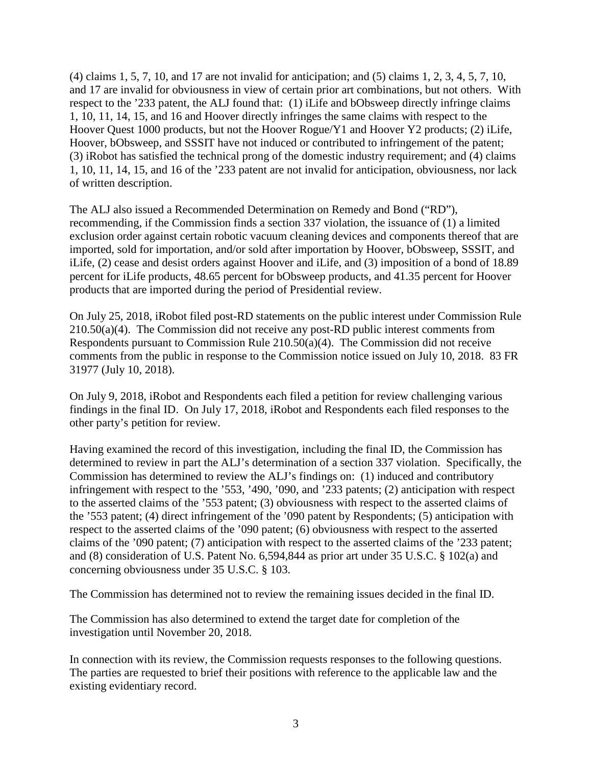(4) claims 1, 5, 7, 10, and 17 are not invalid for anticipation; and (5) claims 1, 2, 3, 4, 5, 7, 10, and 17 are invalid for obviousness in view of certain prior art combinations, but not others. With respect to the '233 patent, the ALJ found that: (1) iLife and bObsweep directly infringe claims 1, 10, 11, 14, 15, and 16 and Hoover directly infringes the same claims with respect to the Hoover Quest 1000 products, but not the Hoover Rogue/Y1 and Hoover Y2 products; (2) iLife, Hoover, bObsweep, and SSSIT have not induced or contributed to infringement of the patent; (3) iRobot has satisfied the technical prong of the domestic industry requirement; and (4) claims 1, 10, 11, 14, 15, and 16 of the '233 patent are not invalid for anticipation, obviousness, nor lack of written description.

The ALJ also issued a Recommended Determination on Remedy and Bond ("RD"), recommending, if the Commission finds a section 337 violation, the issuance of (1) a limited exclusion order against certain robotic vacuum cleaning devices and components thereof that are imported, sold for importation, and/or sold after importation by Hoover, bObsweep, SSSIT, and iLife, (2) cease and desist orders against Hoover and iLife, and (3) imposition of a bond of 18.89 percent for iLife products, 48.65 percent for bObsweep products, and 41.35 percent for Hoover products that are imported during the period of Presidential review.

On July 25, 2018, iRobot filed post-RD statements on the public interest under Commission Rule 210.50(a)(4). The Commission did not receive any post-RD public interest comments from Respondents pursuant to Commission Rule 210.50(a)(4). The Commission did not receive comments from the public in response to the Commission notice issued on July 10, 2018. 83 FR 31977 (July 10, 2018).

On July 9, 2018, iRobot and Respondents each filed a petition for review challenging various findings in the final ID. On July 17, 2018, iRobot and Respondents each filed responses to the other party's petition for review.

Having examined the record of this investigation, including the final ID, the Commission has determined to review in part the ALJ's determination of a section 337 violation. Specifically, the Commission has determined to review the ALJ's findings on: (1) induced and contributory infringement with respect to the '553, '490, '090, and '233 patents; (2) anticipation with respect to the asserted claims of the '553 patent; (3) obviousness with respect to the asserted claims of the '553 patent; (4) direct infringement of the '090 patent by Respondents; (5) anticipation with respect to the asserted claims of the '090 patent; (6) obviousness with respect to the asserted claims of the '090 patent; (7) anticipation with respect to the asserted claims of the '233 patent; and (8) consideration of U.S. Patent No. 6,594,844 as prior art under 35 U.S.C. § 102(a) and concerning obviousness under 35 U.S.C. § 103.

The Commission has determined not to review the remaining issues decided in the final ID.

The Commission has also determined to extend the target date for completion of the investigation until November 20, 2018.

In connection with its review, the Commission requests responses to the following questions. The parties are requested to brief their positions with reference to the applicable law and the existing evidentiary record.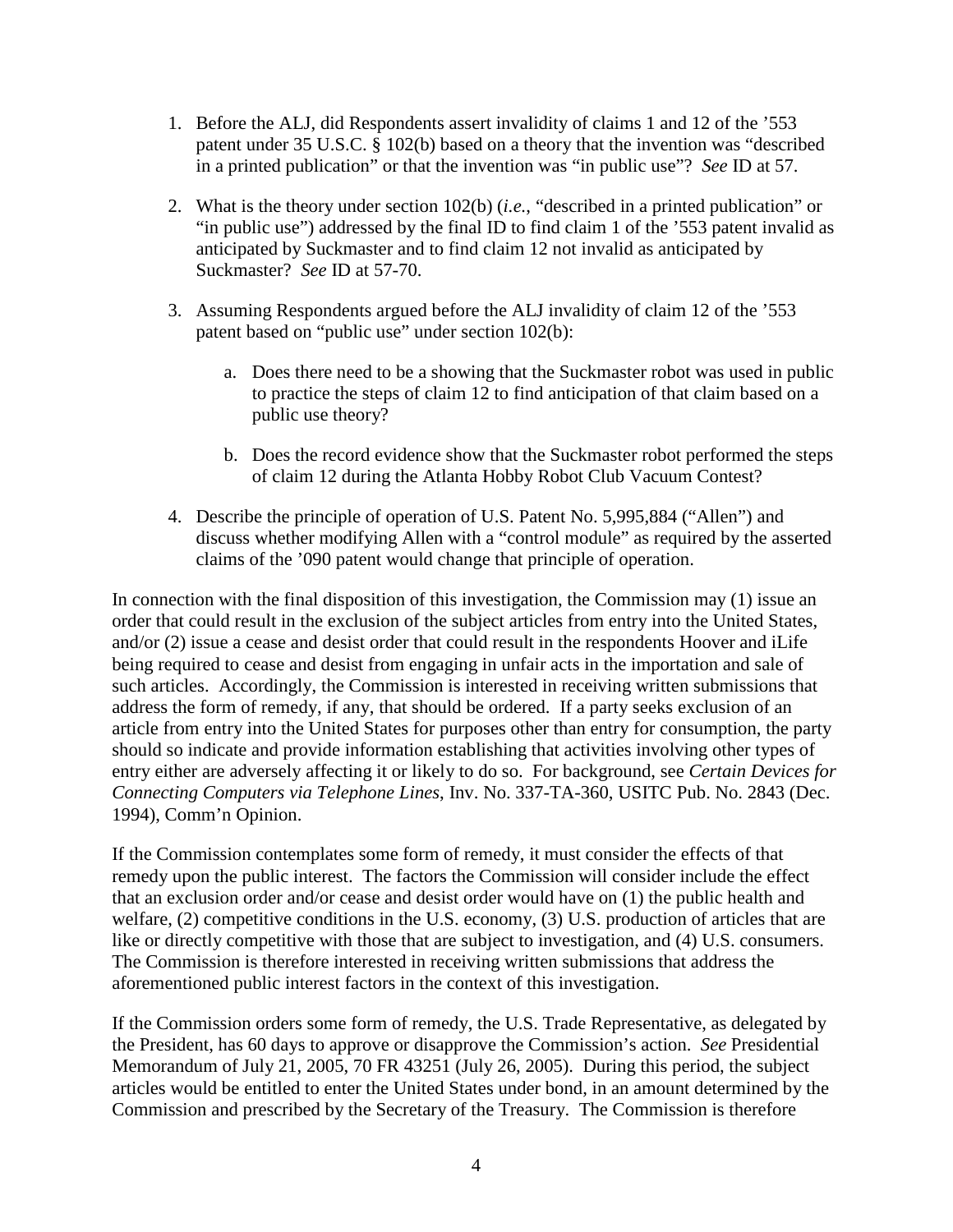1. Before the ALJ, did Respondents assert invalidity of claims 1 and 12 of the '553 patent under 35 U.S.C. § 102(b) based on a theory that the invention was "described in a printed publication" or that the invention was "in public use"? *See* ID at 57.

2. What is the theory under section 102(b) (*i.e.*, "described in a printed publication" or "in public use") addressed by the final ID to find claim 1 of the '553 patent invalid as anticipated by Suckmaster and to find claim 12 not invalid as anticipated by Suckmaster? *See* ID at 57-70.

3. Assuming Respondents argued before the ALJ invalidity of claim 12 of the '553 patent based on "public use" under section 102(b):

   a. Does there need to be a showing that the Suckmaster robot was used in public to practice the steps of claim 12 to find anticipation of that claim based on a public use theory?

   b. Does the record evidence show that the Suckmaster robot performed the steps of claim 12 during the Atlanta Hobby Robot Club Vacuum Contest?

4. Describe the principle of operation of U.S. Patent No. 5,995,884 ("Allen") and discuss whether modifying Allen with a "control module" as required by the asserted claims of the '090 patent would change that principle of operation.

In connection with the final disposition of this investigation, the Commission may (1) issue an order that could result in the exclusion of the subject articles from entry into the United States, and/or (2) issue a cease and desist order that could result in the respondents Hoover and iLife being required to cease and desist from engaging in unfair acts in the importation and sale of such articles. Accordingly, the Commission is interested in receiving written submissions that address the form of remedy, if any, that should be ordered. If a party seeks exclusion of an article from entry into the United States for purposes other than entry for consumption, the party should so indicate and provide information establishing that activities involving other types of entry either are adversely affecting it or likely to do so. For background, see *Certain Devices for Connecting Computers via Telephone Lines*, Inv. No. 337-TA-360, USITC Pub. No. 2843 (Dec. 1994), Comm'n Opinion.

If the Commission contemplates some form of remedy, it must consider the effects of that remedy upon the public interest. The factors the Commission will consider include the effect that an exclusion order and/or cease and desist order would have on (1) the public health and welfare, (2) competitive conditions in the U.S. economy, (3) U.S. production of articles that are like or directly competitive with those that are subject to investigation, and (4) U.S. consumers. The Commission is therefore interested in receiving written submissions that address the aforementioned public interest factors in the context of this investigation.

If the Commission orders some form of remedy, the U.S. Trade Representative, as delegated by the President, has 60 days to approve or disapprove the Commission's action. *See* Presidential Memorandum of July 21, 2005, 70 FR 43251 (July 26, 2005). During this period, the subject articles would be entitled to enter the United States under bond, in an amount determined by the Commission and prescribed by the Secretary of the Treasury. The Commission is therefore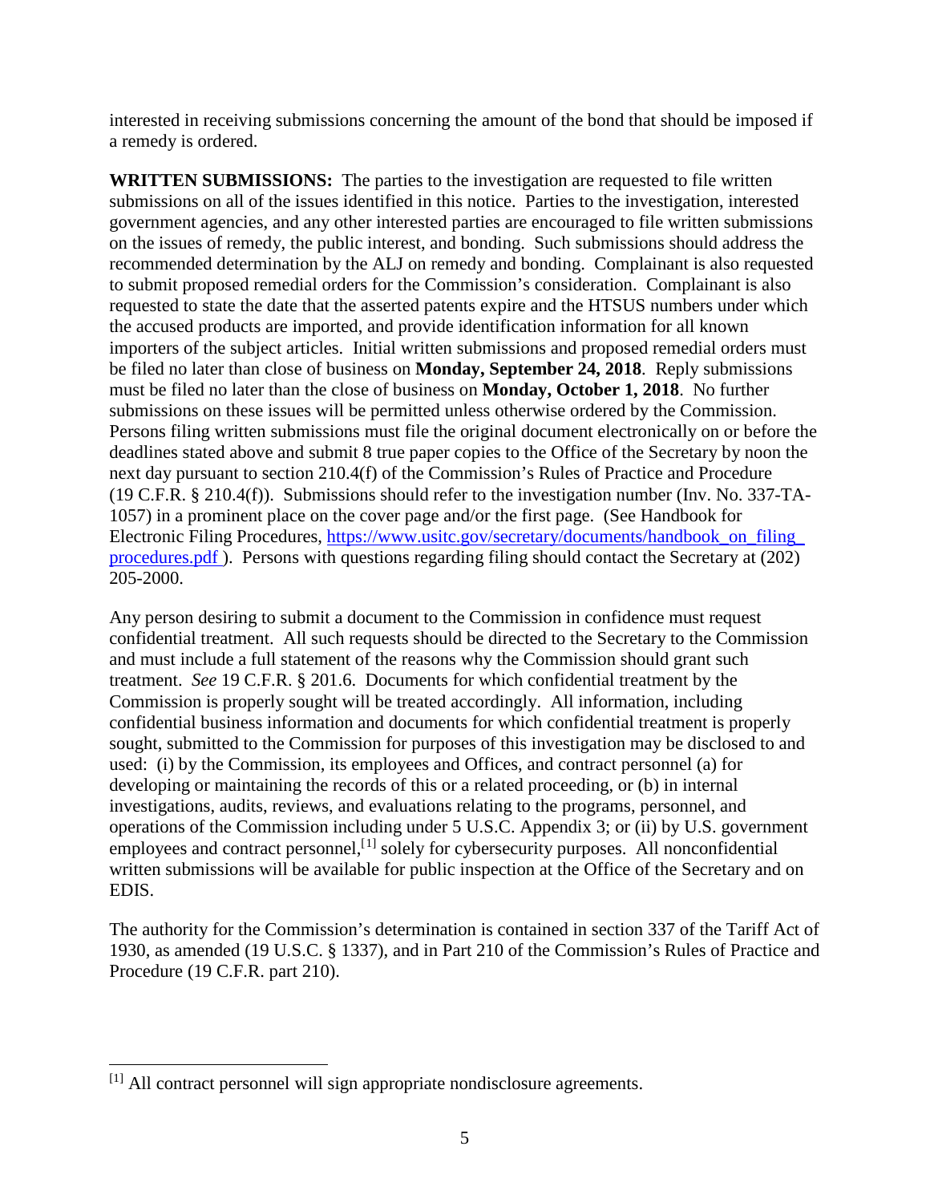interested in receiving submissions concerning the amount of the bond that should be imposed if a remedy is ordered.

**WRITTEN SUBMISSIONS:** The parties to the investigation are requested to file written submissions on all of the issues identified in this notice. Parties to the investigation, interested government agencies, and any other interested parties are encouraged to file written submissions on the issues of remedy, the public interest, and bonding. Such submissions should address the recommended determination by the ALJ on remedy and bonding. Complainant is also requested to submit proposed remedial orders for the Commission's consideration. Complainant is also requested to state the date that the asserted patents expire and the HTSUS numbers under which the accused products are imported, and provide identification information for all known importers of the subject articles. Initial written submissions and proposed remedial orders must be filed no later than close of business on **Monday, September 24, 2018**. Reply submissions must be filed no later than the close of business on **Monday, October 1, 2018**. No further submissions on these issues will be permitted unless otherwise ordered by the Commission. Persons filing written submissions must file the original document electronically on or before the deadlines stated above and submit 8 true paper copies to the Office of the Secretary by noon the next day pursuant to section 210.4(f) of the Commission's Rules of Practice and Procedure (19 C.F.R. § 210.4(f)). Submissions should refer to the investigation number (Inv. No. 337-TA-1057) in a prominent place on the cover page and/or the first page. (See Handbook for Electronic Filing Procedures, https://www.usitc.gov/secretary/documents/handbook_on_filing_procedures.pdf ). Persons with questions regarding filing should contact the Secretary at (202) 205-2000.

Any person desiring to submit a document to the Commission in confidence must request confidential treatment. All such requests should be directed to the Secretary to the Commission and must include a full statement of the reasons why the Commission should grant such treatment. *See* 19 C.F.R. § 201.6. Documents for which confidential treatment by the Commission is properly sought will be treated accordingly. All information, including confidential business information and documents for which confidential treatment is properly sought, submitted to the Commission for purposes of this investigation may be disclosed to and used: (i) by the Commission, its employees and Offices, and contract personnel (a) for developing or maintaining the records of this or a related proceeding, or (b) in internal investigations, audits, reviews, and evaluations relating to the programs, personnel, and operations of the Commission including under 5 U.S.C. Appendix 3; or (ii) by U.S. government employees and contract personnel,[1] solely for cybersecurity purposes. All nonconfidential written submissions will be available for public inspection at the Office of the Secretary and on EDIS.

The authority for the Commission's determination is contained in section 337 of the Tariff Act of 1930, as amended (19 U.S.C. § 1337), and in Part 210 of the Commission's Rules of Practice and Procedure (19 C.F.R. part 210).

---

[1] All contract personnel will sign appropriate nondisclosure agreements.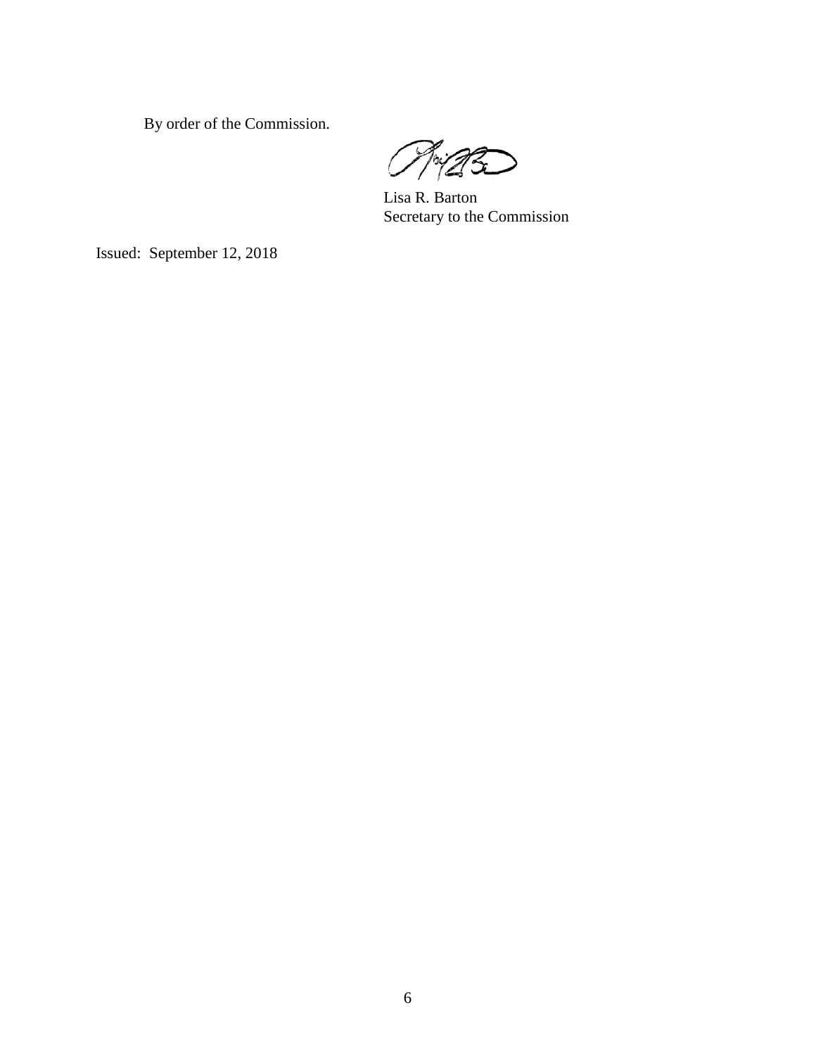By order of the Commission.

Lisa R. Barton
Secretary to the Commission

Issued: September 12, 2018